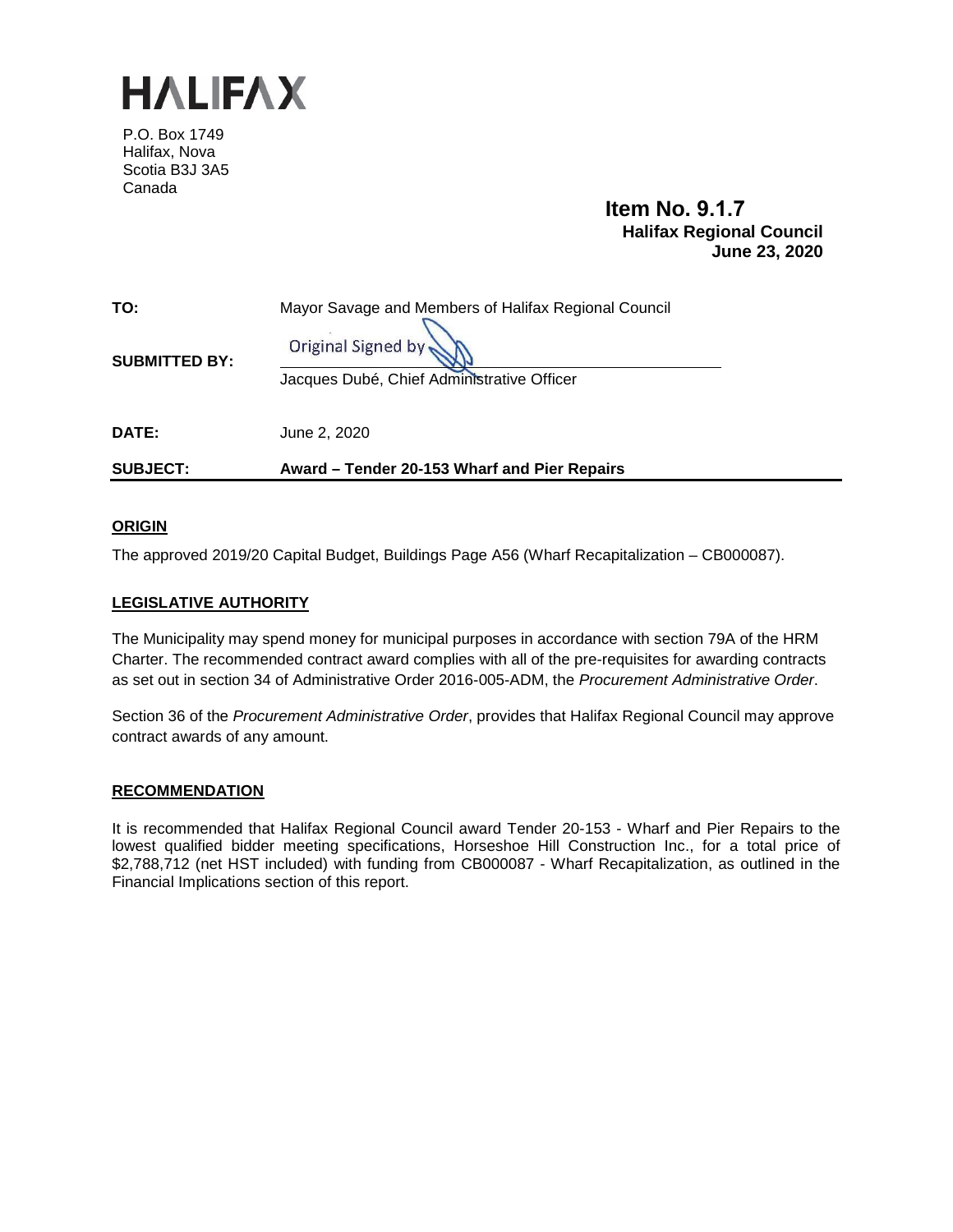# HALIFAX

P.O. Box 1749
Halifax, Nova
Scotia B3J 3A5
Canada

**Item No. 9.1.7**
**Halifax Regional Council**
**June 23, 2020**

| | |
|---|---|
| **TO:** | Mayor Savage and Members of Halifax Regional Council |
| **SUBMITTED BY:** | Original Signed by<br>Jacques Dubé, Chief Administrative Officer |
| **DATE:** | June 2, 2020 |
| **SUBJECT:** | **Award – Tender 20-153 Wharf and Pier Repairs** |

## ORIGIN

The approved 2019/20 Capital Budget, Buildings Page A56 (Wharf Recapitalization – CB000087).

## LEGISLATIVE AUTHORITY

The Municipality may spend money for municipal purposes in accordance with section 79A of the HRM Charter. The recommended contract award complies with all of the pre-requisites for awarding contracts as set out in section 34 of Administrative Order 2016-005-ADM, the *Procurement Administrative Order*.

Section 36 of the *Procurement Administrative Order*, provides that Halifax Regional Council may approve contract awards of any amount.

## RECOMMENDATION

It is recommended that Halifax Regional Council award Tender 20-153 - Wharf and Pier Repairs to the lowest qualified bidder meeting specifications, Horseshoe Hill Construction Inc., for a total price of $2,788,712 (net HST included) with funding from CB000087 - Wharf Recapitalization, as outlined in the Financial Implications section of this report.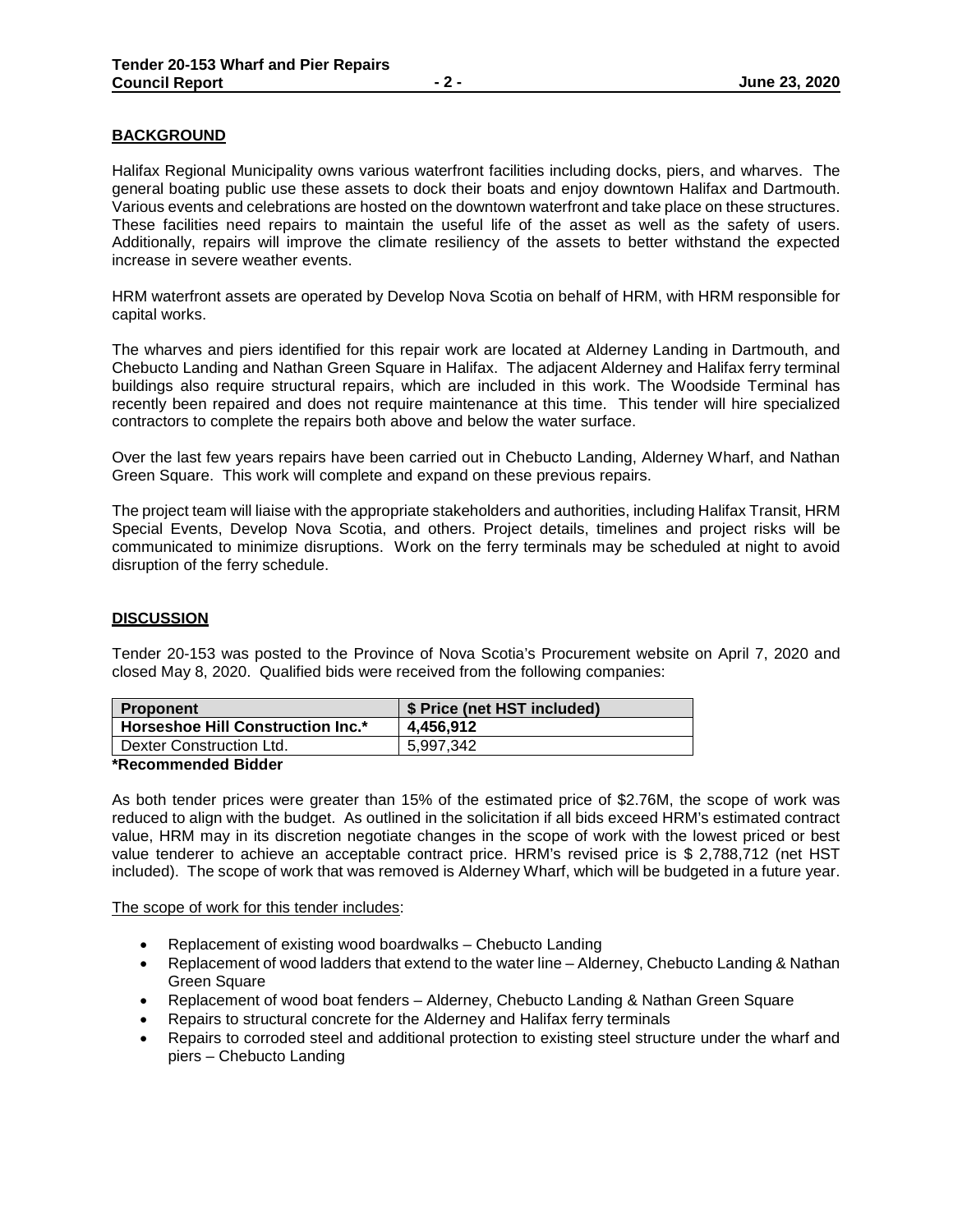## BACKGROUND

Halifax Regional Municipality owns various waterfront facilities including docks, piers, and wharves. The general boating public use these assets to dock their boats and enjoy downtown Halifax and Dartmouth. Various events and celebrations are hosted on the downtown waterfront and take place on these structures. These facilities need repairs to maintain the useful life of the asset as well as the safety of users. Additionally, repairs will improve the climate resiliency of the assets to better withstand the expected increase in severe weather events.

HRM waterfront assets are operated by Develop Nova Scotia on behalf of HRM, with HRM responsible for capital works.

The wharves and piers identified for this repair work are located at Alderney Landing in Dartmouth, and Chebucto Landing and Nathan Green Square in Halifax. The adjacent Alderney and Halifax ferry terminal buildings also require structural repairs, which are included in this work. The Woodside Terminal has recently been repaired and does not require maintenance at this time. This tender will hire specialized contractors to complete the repairs both above and below the water surface.

Over the last few years repairs have been carried out in Chebucto Landing, Alderney Wharf, and Nathan Green Square. This work will complete and expand on these previous repairs.

The project team will liaise with the appropriate stakeholders and authorities, including Halifax Transit, HRM Special Events, Develop Nova Scotia, and others. Project details, timelines and project risks will be communicated to minimize disruptions. Work on the ferry terminals may be scheduled at night to avoid disruption of the ferry schedule.

## DISCUSSION

Tender 20-153 was posted to the Province of Nova Scotia's Procurement website on April 7, 2020 and closed May 8, 2020. Qualified bids were received from the following companies:

| Proponent | $ Price (net HST included) |
|---|---|
| **Horseshoe Hill Construction Inc.*** | **4,456,912** |
| Dexter Construction Ltd. | 5,997,342 |

**\*Recommended Bidder**

As both tender prices were greater than 15% of the estimated price of $2.76M, the scope of work was reduced to align with the budget. As outlined in the solicitation if all bids exceed HRM's estimated contract value, HRM may in its discretion negotiate changes in the scope of work with the lowest priced or best value tenderer to achieve an acceptable contract price. HRM's revised price is $ 2,788,712 (net HST included). The scope of work that was removed is Alderney Wharf, which will be budgeted in a future year.

The scope of work for this tender includes:

- Replacement of existing wood boardwalks – Chebucto Landing
- Replacement of wood ladders that extend to the water line – Alderney, Chebucto Landing & Nathan Green Square
- Replacement of wood boat fenders – Alderney, Chebucto Landing & Nathan Green Square
- Repairs to structural concrete for the Alderney and Halifax ferry terminals
- Repairs to corroded steel and additional protection to existing steel structure under the wharf and piers – Chebucto Landing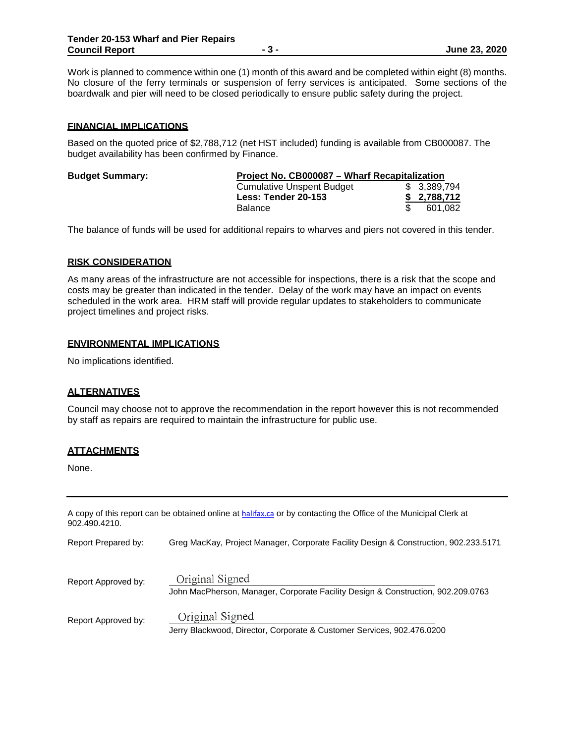Work is planned to commence within one (1) month of this award and be completed within eight (8) months. No closure of the ferry terminals or suspension of ferry services is anticipated. Some sections of the boardwalk and pier will need to be closed periodically to ensure public safety during the project.

## FINANCIAL IMPLICATIONS

Based on the quoted price of $2,788,712 (net HST included) funding is available from CB000087. The budget availability has been confirmed by Finance.

| **Budget Summary:** | **Project No. CB000087 – Wharf Recapitalization** | |
|---|---|---|
| | Cumulative Unspent Budget | $ 3,389,794 |
| | **Less: Tender 20-153** | **$ 2,788,712** |
| | Balance | $ 601,082 |

The balance of funds will be used for additional repairs to wharves and piers not covered in this tender.

## RISK CONSIDERATION

As many areas of the infrastructure are not accessible for inspections, there is a risk that the scope and costs may be greater than indicated in the tender. Delay of the work may have an impact on events scheduled in the work area. HRM staff will provide regular updates to stakeholders to communicate project timelines and project risks.

## ENVIRONMENTAL IMPLICATIONS

No implications identified.

## ALTERNATIVES

Council may choose not to approve the recommendation in the report however this is not recommended by staff as repairs are required to maintain the infrastructure for public use.

## ATTACHMENTS

None.

---

A copy of this report can be obtained online at halifax.ca or by contacting the Office of the Municipal Clerk at 902.490.4210.

Report Prepared by: Greg MacKay, Project Manager, Corporate Facility Design & Construction, 902.233.5171

Report Approved by: Original Signed
John MacPherson, Manager, Corporate Facility Design & Construction, 902.209.0763

Report Approved by: Original Signed
Jerry Blackwood, Director, Corporate & Customer Services, 902.476.0200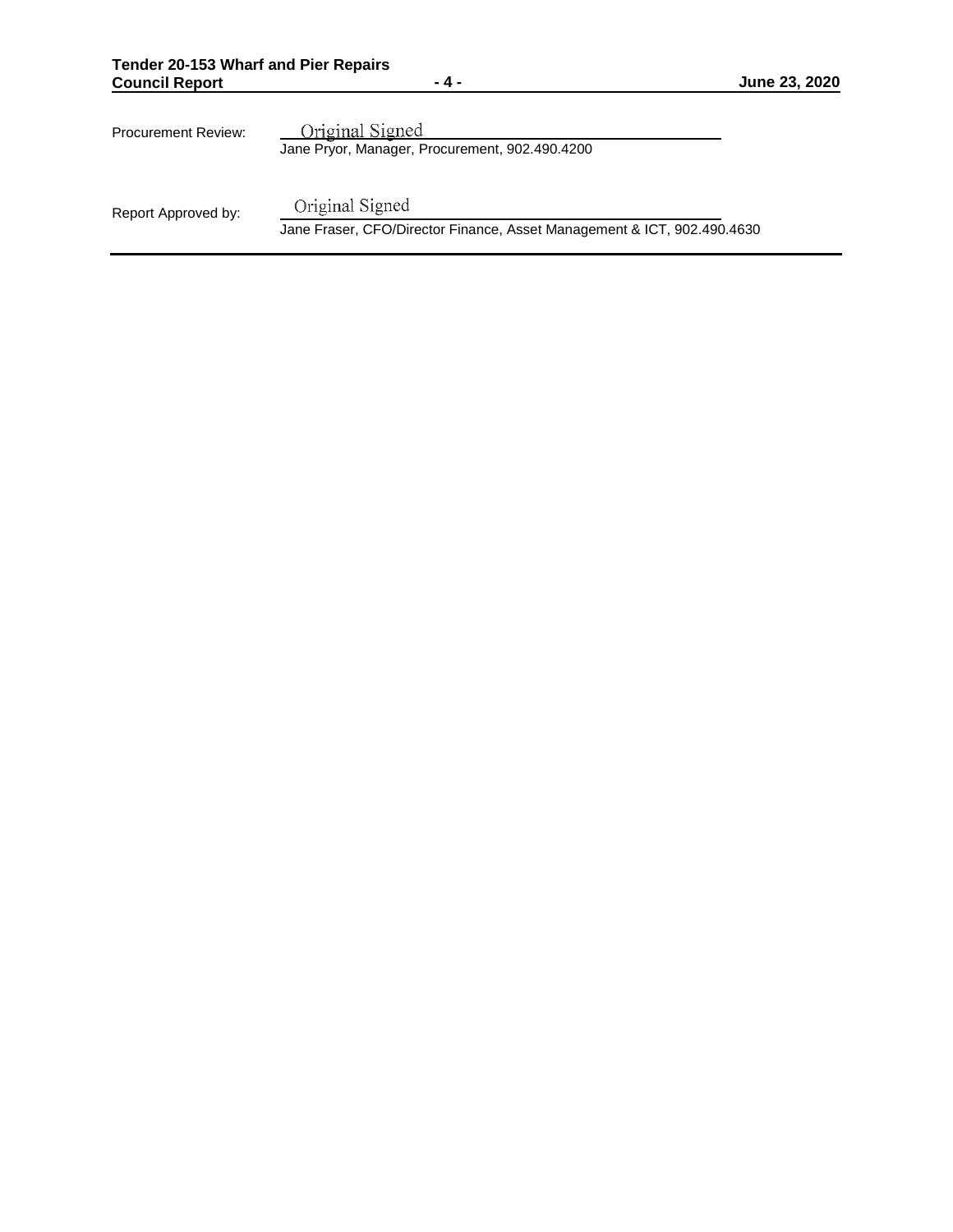Procurement Review: Original Signed

Jane Pryor, Manager, Procurement, 902.490.4200

Report Approved by: Original Signed

Jane Fraser, CFO/Director Finance, Asset Management & ICT, 902.490.4630